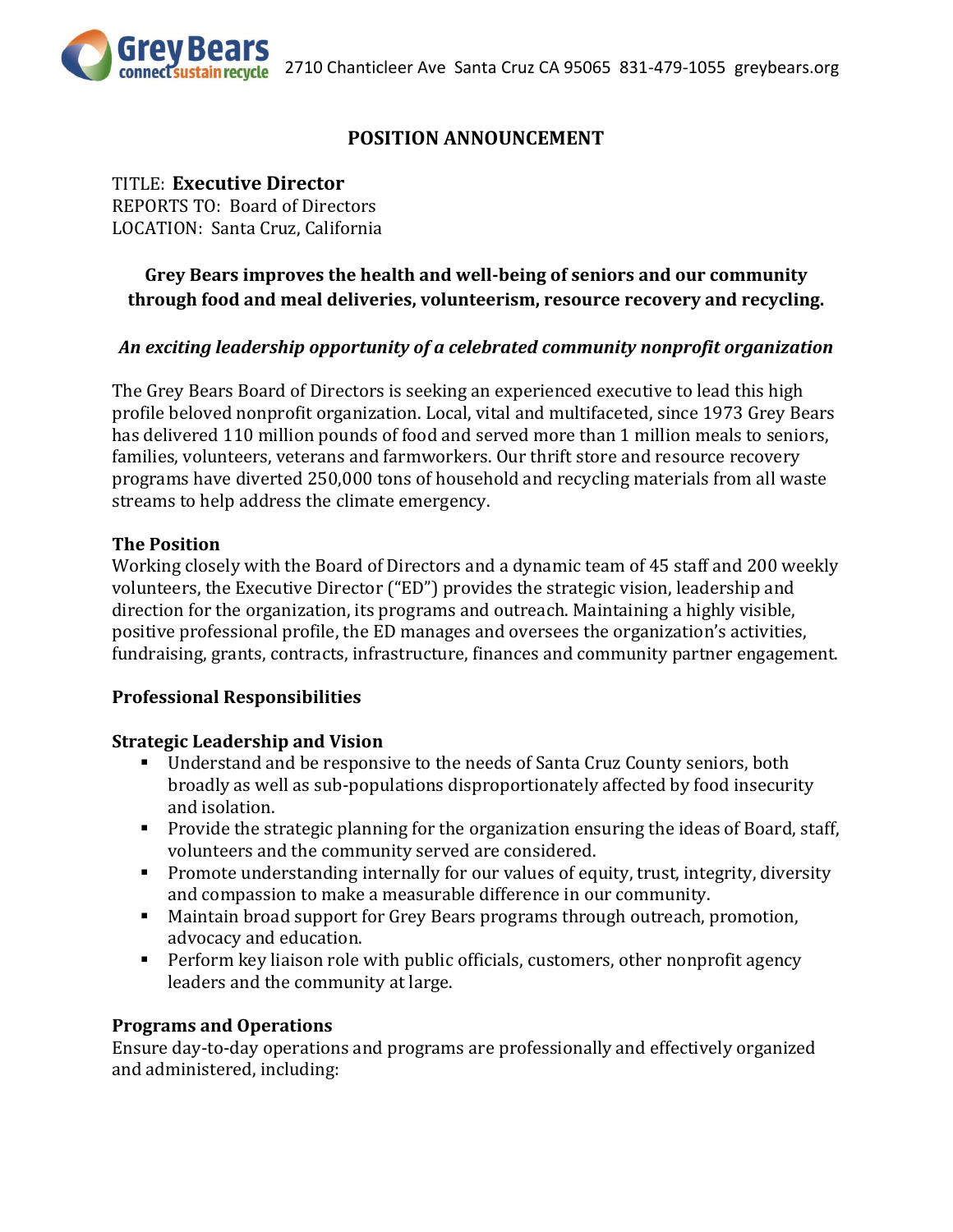Grey Bears connect sustain recycle 2710 Chanticleer Ave Santa Cruz CA 95065 831-479-1055 greybears.org

# POSITION ANNOUNCEMENT

TITLE: **Executive Director**
REPORTS TO: Board of Directors
LOCATION: Santa Cruz, California

**Grey Bears improves the health and well-being of seniors and our community through food and meal deliveries, volunteerism, resource recovery and recycling.**

***An exciting leadership opportunity of a celebrated community nonprofit organization***

The Grey Bears Board of Directors is seeking an experienced executive to lead this high profile beloved nonprofit organization. Local, vital and multifaceted, since 1973 Grey Bears has delivered 110 million pounds of food and served more than 1 million meals to seniors, families, volunteers, veterans and farmworkers. Our thrift store and resource recovery programs have diverted 250,000 tons of household and recycling materials from all waste streams to help address the climate emergency.

## The Position

Working closely with the Board of Directors and a dynamic team of 45 staff and 200 weekly volunteers, the Executive Director ("ED") provides the strategic vision, leadership and direction for the organization, its programs and outreach. Maintaining a highly visible, positive professional profile, the ED manages and oversees the organization's activities, fundraising, grants, contracts, infrastructure, finances and community partner engagement.

## Professional Responsibilities

### Strategic Leadership and Vision

- Understand and be responsive to the needs of Santa Cruz County seniors, both broadly as well as sub-populations disproportionately affected by food insecurity and isolation.
- Provide the strategic planning for the organization ensuring the ideas of Board, staff, volunteers and the community served are considered.
- Promote understanding internally for our values of equity, trust, integrity, diversity and compassion to make a measurable difference in our community.
- Maintain broad support for Grey Bears programs through outreach, promotion, advocacy and education.
- Perform key liaison role with public officials, customers, other nonprofit agency leaders and the community at large.

### Programs and Operations

Ensure day-to-day operations and programs are professionally and effectively organized and administered, including: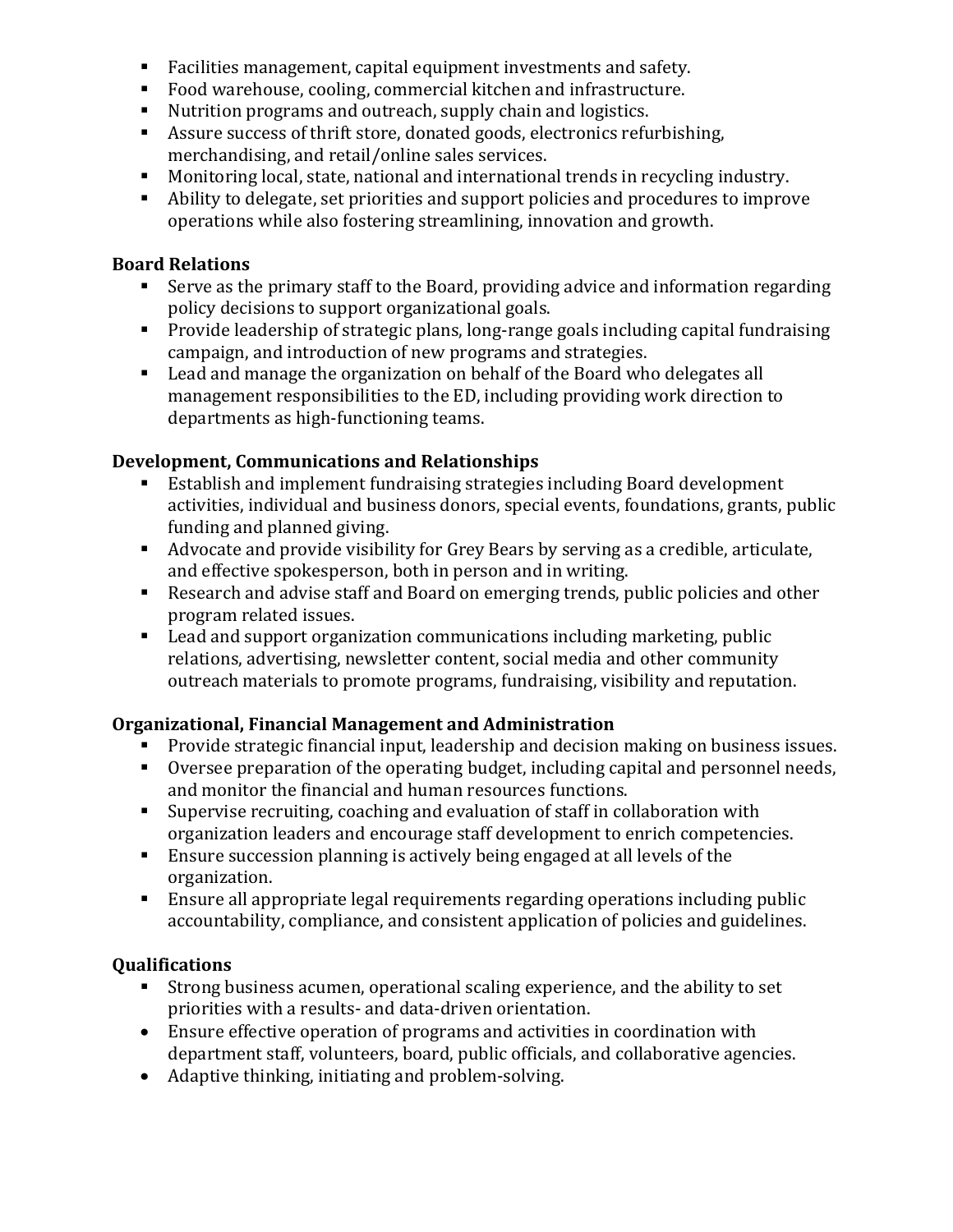- Facilities management, capital equipment investments and safety.
- Food warehouse, cooling, commercial kitchen and infrastructure.
- Nutrition programs and outreach, supply chain and logistics.
- Assure success of thrift store, donated goods, electronics refurbishing, merchandising, and retail/online sales services.
- Monitoring local, state, national and international trends in recycling industry.
- Ability to delegate, set priorities and support policies and procedures to improve operations while also fostering streamlining, innovation and growth.

**Board Relations**

- Serve as the primary staff to the Board, providing advice and information regarding policy decisions to support organizational goals.
- Provide leadership of strategic plans, long-range goals including capital fundraising campaign, and introduction of new programs and strategies.
- Lead and manage the organization on behalf of the Board who delegates all management responsibilities to the ED, including providing work direction to departments as high-functioning teams.

**Development, Communications and Relationships**

- Establish and implement fundraising strategies including Board development activities, individual and business donors, special events, foundations, grants, public funding and planned giving.
- Advocate and provide visibility for Grey Bears by serving as a credible, articulate, and effective spokesperson, both in person and in writing.
- Research and advise staff and Board on emerging trends, public policies and other program related issues.
- Lead and support organization communications including marketing, public relations, advertising, newsletter content, social media and other community outreach materials to promote programs, fundraising, visibility and reputation.

**Organizational, Financial Management and Administration**

- Provide strategic financial input, leadership and decision making on business issues.
- Oversee preparation of the operating budget, including capital and personnel needs, and monitor the financial and human resources functions.
- Supervise recruiting, coaching and evaluation of staff in collaboration with organization leaders and encourage staff development to enrich competencies.
- Ensure succession planning is actively being engaged at all levels of the organization.
- Ensure all appropriate legal requirements regarding operations including public accountability, compliance, and consistent application of policies and guidelines.

**Qualifications**

- Strong business acumen, operational scaling experience, and the ability to set priorities with a results- and data-driven orientation.
- Ensure effective operation of programs and activities in coordination with department staff, volunteers, board, public officials, and collaborative agencies.
- Adaptive thinking, initiating and problem-solving.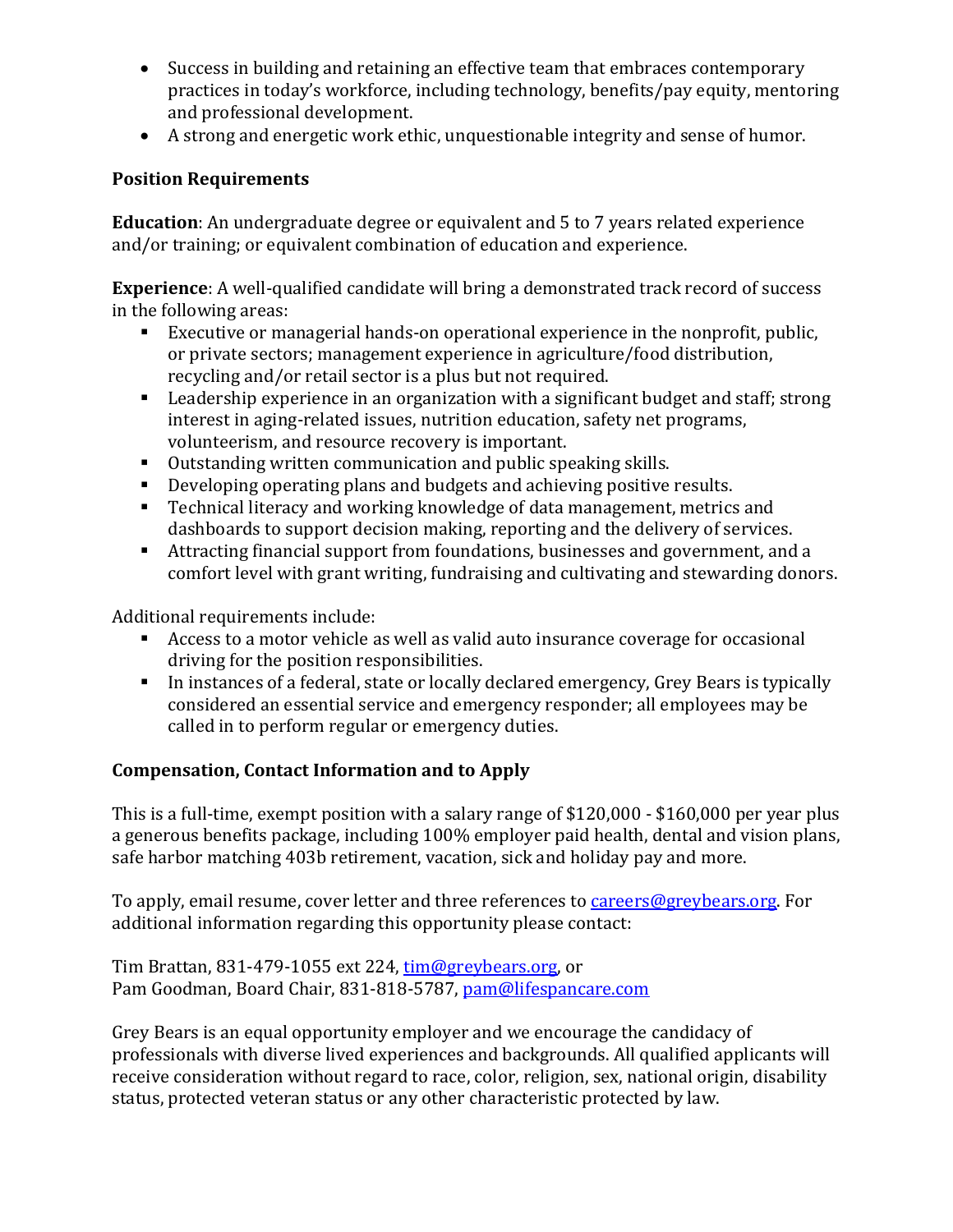- Success in building and retaining an effective team that embraces contemporary practices in today's workforce, including technology, benefits/pay equity, mentoring and professional development.
- A strong and energetic work ethic, unquestionable integrity and sense of humor.

**Position Requirements**

**Education**: An undergraduate degree or equivalent and 5 to 7 years related experience and/or training; or equivalent combination of education and experience.

**Experience**: A well-qualified candidate will bring a demonstrated track record of success in the following areas:

- Executive or managerial hands-on operational experience in the nonprofit, public, or private sectors; management experience in agriculture/food distribution, recycling and/or retail sector is a plus but not required.
- Leadership experience in an organization with a significant budget and staff; strong interest in aging-related issues, nutrition education, safety net programs, volunteerism, and resource recovery is important.
- Outstanding written communication and public speaking skills.
- Developing operating plans and budgets and achieving positive results.
- Technical literacy and working knowledge of data management, metrics and dashboards to support decision making, reporting and the delivery of services.
- Attracting financial support from foundations, businesses and government, and a comfort level with grant writing, fundraising and cultivating and stewarding donors.

Additional requirements include:

- Access to a motor vehicle as well as valid auto insurance coverage for occasional driving for the position responsibilities.
- In instances of a federal, state or locally declared emergency, Grey Bears is typically considered an essential service and emergency responder; all employees may be called in to perform regular or emergency duties.

**Compensation, Contact Information and to Apply**

This is a full-time, exempt position with a salary range of $120,000 - $160,000 per year plus a generous benefits package, including 100% employer paid health, dental and vision plans, safe harbor matching 403b retirement, vacation, sick and holiday pay and more.

To apply, email resume, cover letter and three references to careers@greybears.org. For additional information regarding this opportunity please contact:

Tim Brattan, 831-479-1055 ext 224, tim@greybears.org, or
Pam Goodman, Board Chair, 831-818-5787, pam@lifespancare.com

Grey Bears is an equal opportunity employer and we encourage the candidacy of professionals with diverse lived experiences and backgrounds. All qualified applicants will receive consideration without regard to race, color, religion, sex, national origin, disability status, protected veteran status or any other characteristic protected by law.